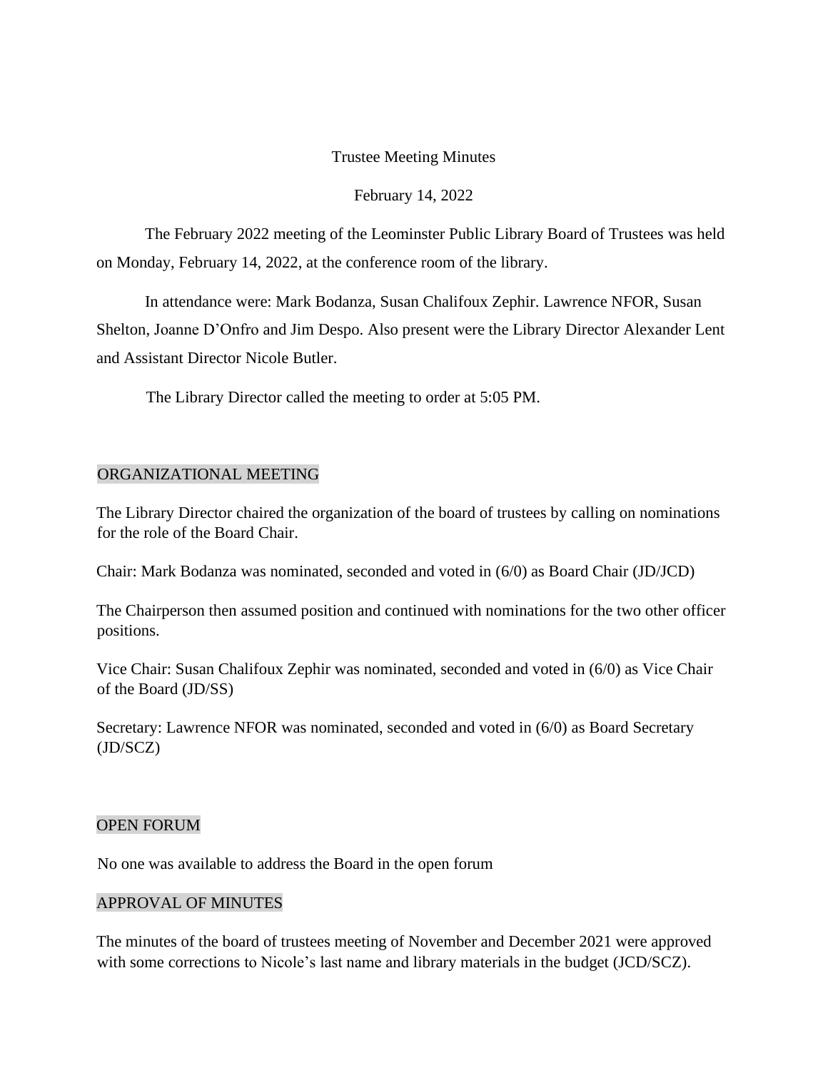Trustee Meeting Minutes

February 14, 2022

The February 2022 meeting of the Leominster Public Library Board of Trustees was held on Monday, February 14, 2022, at the conference room of the library.

In attendance were: Mark Bodanza, Susan Chalifoux Zephir. Lawrence NFOR, Susan Shelton, Joanne D'Onfro and Jim Despo. Also present were the Library Director Alexander Lent and Assistant Director Nicole Butler.

The Library Director called the meeting to order at 5:05 PM.

## ORGANIZATIONAL MEETING

The Library Director chaired the organization of the board of trustees by calling on nominations for the role of the Board Chair.

Chair: Mark Bodanza was nominated, seconded and voted in (6/0) as Board Chair (JD/JCD)

The Chairperson then assumed position and continued with nominations for the two other officer positions.

Vice Chair: Susan Chalifoux Zephir was nominated, seconded and voted in (6/0) as Vice Chair of the Board (JD/SS)

Secretary: Lawrence NFOR was nominated, seconded and voted in (6/0) as Board Secretary (JD/SCZ)

## OPEN FORUM

No one was available to address the Board in the open forum

## APPROVAL OF MINUTES

The minutes of the board of trustees meeting of November and December 2021 were approved with some corrections to Nicole's last name and library materials in the budget (JCD/SCZ).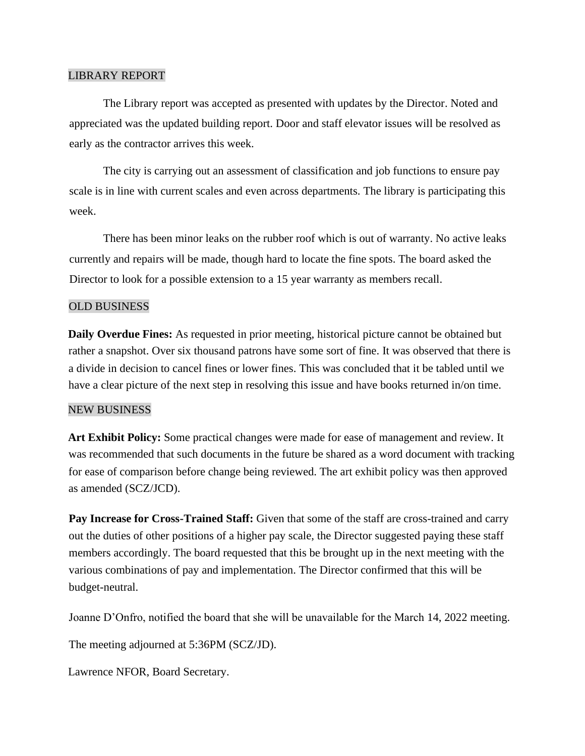## LIBRARY REPORT

The Library report was accepted as presented with updates by the Director. Noted and appreciated was the updated building report. Door and staff elevator issues will be resolved as early as the contractor arrives this week.

The city is carrying out an assessment of classification and job functions to ensure pay scale is in line with current scales and even across departments. The library is participating this week.

There has been minor leaks on the rubber roof which is out of warranty. No active leaks currently and repairs will be made, though hard to locate the fine spots. The board asked the Director to look for a possible extension to a 15 year warranty as members recall.

## OLD BUSINESS

**Daily Overdue Fines:** As requested in prior meeting, historical picture cannot be obtained but rather a snapshot. Over six thousand patrons have some sort of fine. It was observed that there is a divide in decision to cancel fines or lower fines. This was concluded that it be tabled until we have a clear picture of the next step in resolving this issue and have books returned in/on time.

## NEW BUSINESS

**Art Exhibit Policy:** Some practical changes were made for ease of management and review. It was recommended that such documents in the future be shared as a word document with tracking for ease of comparison before change being reviewed. The art exhibit policy was then approved as amended (SCZ/JCD).

**Pay Increase for Cross-Trained Staff:** Given that some of the staff are cross-trained and carry out the duties of other positions of a higher pay scale, the Director suggested paying these staff members accordingly. The board requested that this be brought up in the next meeting with the various combinations of pay and implementation. The Director confirmed that this will be budget-neutral.

Joanne D'Onfro, notified the board that she will be unavailable for the March 14, 2022 meeting.

The meeting adjourned at 5:36PM (SCZ/JD).

Lawrence NFOR, Board Secretary.